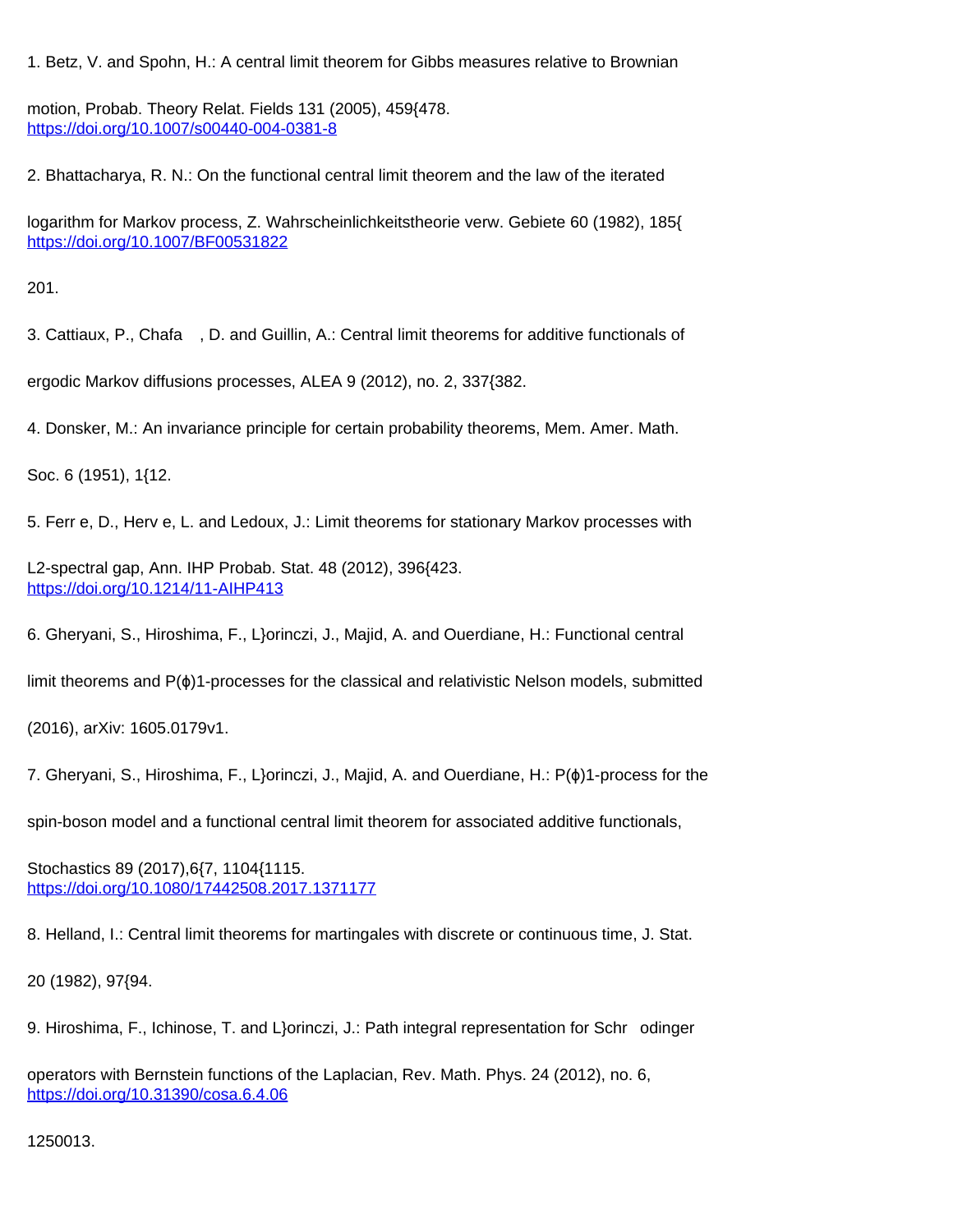1. Betz, V. and Spohn, H.: A central limit theorem for Gibbs measures relative to Brownian motion, Probab. Theory Relat. Fields 131 (2005), 459{478. https://doi.org/10.1007/s00440-004-0381-8

2. Bhattacharya, R. N.: On the functional central limit theorem and the law of the iterated logarithm for Markov process, Z. Wahrscheinlichkeitstheorie verw. Gebiete 60 (1982), 185{ https://doi.org/10.1007/BF00531822 201.

3. Cattiaux, P., Chafa , D. and Guillin, A.: Central limit theorems for additive functionals of ergodic Markov diffusions processes, ALEA 9 (2012), no. 2, 337{382.

4. Donsker, M.: An invariance principle for certain probability theorems, Mem. Amer. Math. Soc. 6 (1951), 1{12.

5. Ferr e, D., Herv e, L. and Ledoux, J.: Limit theorems for stationary Markov processes with L2-spectral gap, Ann. IHP Probab. Stat. 48 (2012), 396{423. https://doi.org/10.1214/11-AIHP413

6. Gheryani, S., Hiroshima, F., L}orinczi, J., Majid, A. and Ouerdiane, H.: Functional central limit theorems and P(ϕ)1-processes for the classical and relativistic Nelson models, submitted (2016), arXiv: 1605.0179v1.

7. Gheryani, S., Hiroshima, F., L}orinczi, J., Majid, A. and Ouerdiane, H.: P(ϕ)1-process for the spin-boson model and a functional central limit theorem for associated additive functionals, Stochastics 89 (2017),6{7, 1104{1115. https://doi.org/10.1080/17442508.2017.1371177

8. Helland, I.: Central limit theorems for martingales with discrete or continuous time, J. Stat. 20 (1982), 97{94.

9. Hiroshima, F., Ichinose, T. and L}orinczi, J.: Path integral representation for Schr odinger operators with Bernstein functions of the Laplacian, Rev. Math. Phys. 24 (2012), no. 6, https://doi.org/10.31390/cosa.6.4.06 1250013.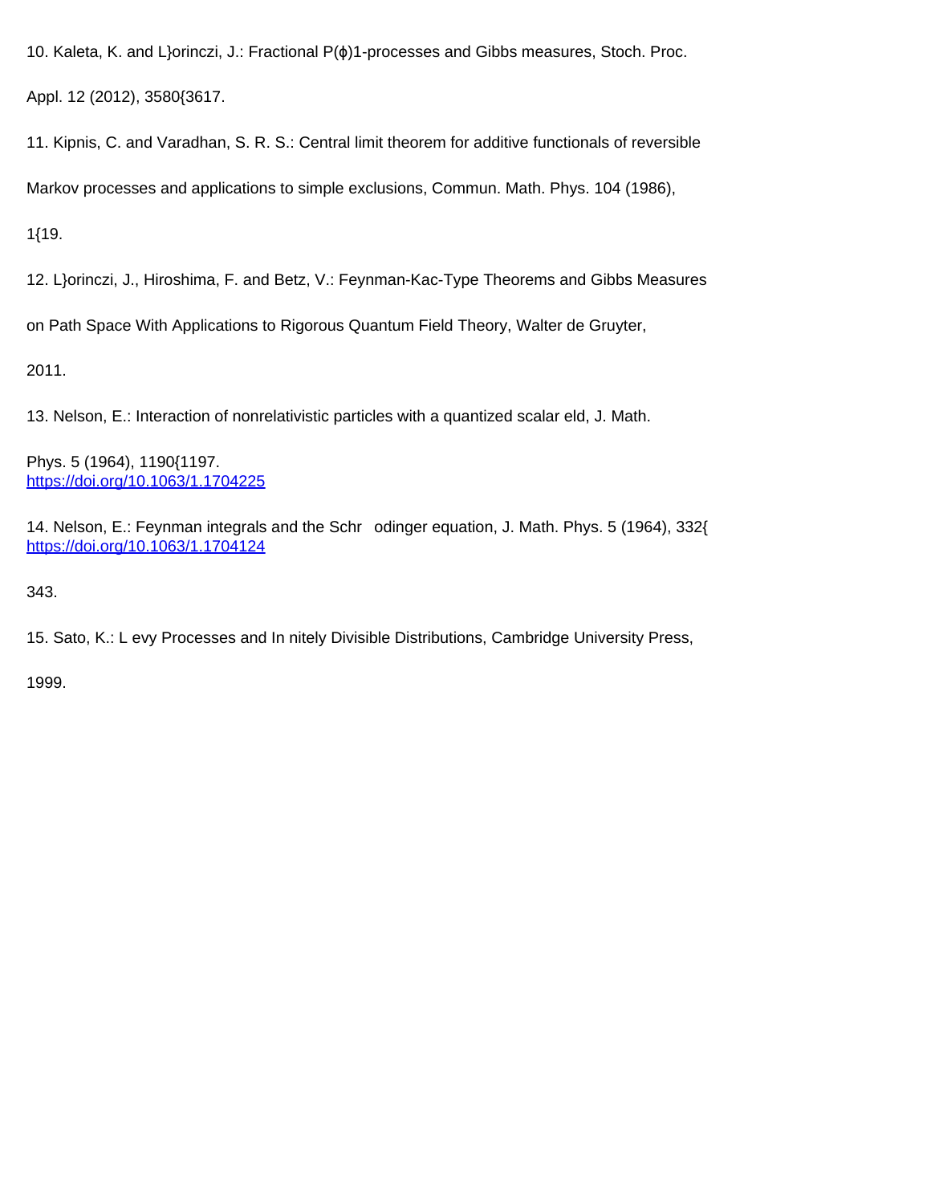10. Kaleta, K. and L}orinczi, J.: Fractional P(ϕ)1-processes and Gibbs measures, Stoch. Proc. Appl. 12 (2012), 3580{3617.

11. Kipnis, C. and Varadhan, S. R. S.: Central limit theorem for additive functionals of reversible Markov processes and applications to simple exclusions, Commun. Math. Phys. 104 (1986), 1{19.

12. L}orinczi, J., Hiroshima, F. and Betz, V.: Feynman-Kac-Type Theorems and Gibbs Measures on Path Space With Applications to Rigorous Quantum Field Theory, Walter de Gruyter, 2011.

13. Nelson, E.: Interaction of nonrelativistic particles with a quantized scalar eld, J. Math. Phys. 5 (1964), 1190{1197.
https://doi.org/10.1063/1.1704225

14. Nelson, E.: Feynman integrals and the Schr odinger equation, J. Math. Phys. 5 (1964), 332{343.
https://doi.org/10.1063/1.1704124

15. Sato, K.: L evy Processes and In nitely Divisible Distributions, Cambridge University Press, 1999.